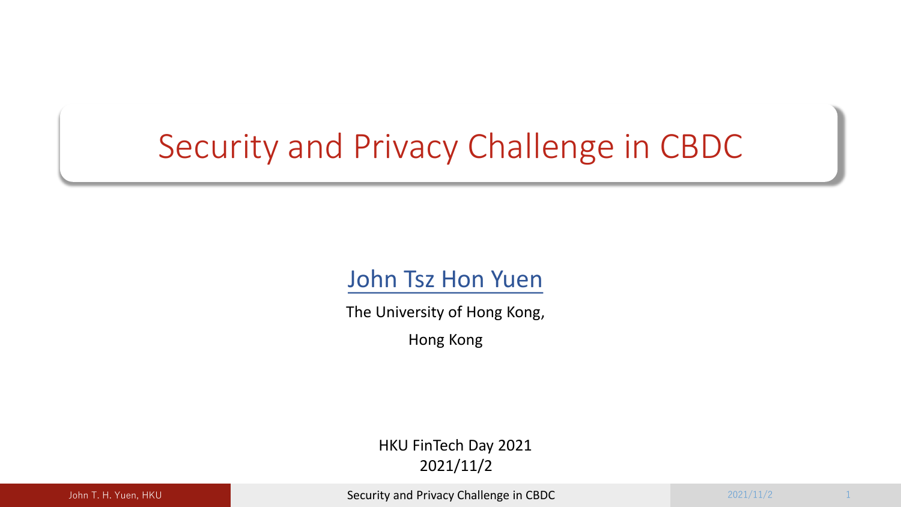# Security and Privacy Challenge in CBDC

John Tsz Hon Yuen

The University of Hong Kong,

Hong Kong

HKU FinTech Day 2021

2021/11/2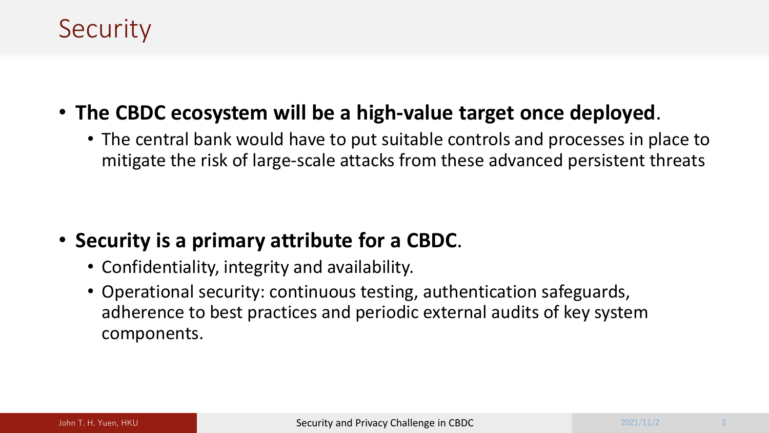# Security

- **The CBDC ecosystem will be a high-value target once deployed**.
  - The central bank would have to put suitable controls and processes in place to mitigate the risk of large-scale attacks from these advanced persistent threats

- **Security is a primary attribute for a CBDC**.
  - Confidentiality, integrity and availability.
  - Operational security: continuous testing, authentication safeguards, adherence to best practices and periodic external audits of key system components.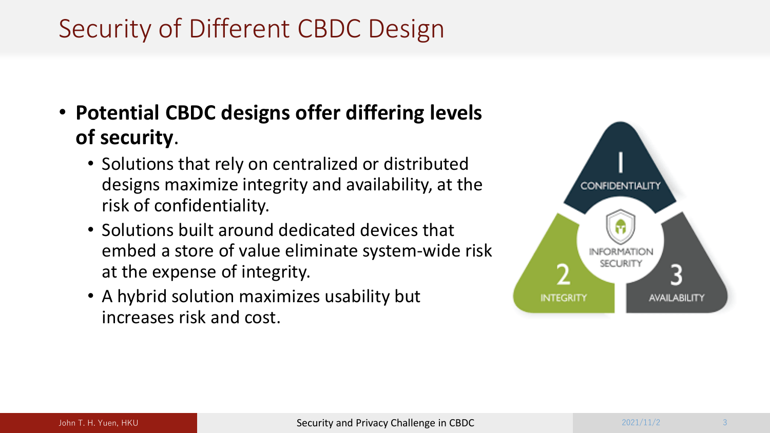# Security of Different CBDC Design

- **Potential CBDC designs offer differing levels of security**.
  - Solutions that rely on centralized or distributed designs maximize integrity and availability, at the risk of confidentiality.
  - Solutions built around dedicated devices that embed a store of value eliminate system-wide risk at the expense of integrity.
  - A hybrid solution maximizes usability but increases risk and cost.

1 CONFIDENTIALITY

2 INTEGRITY

3 AVAILABILITY

INFORMATION SECURITY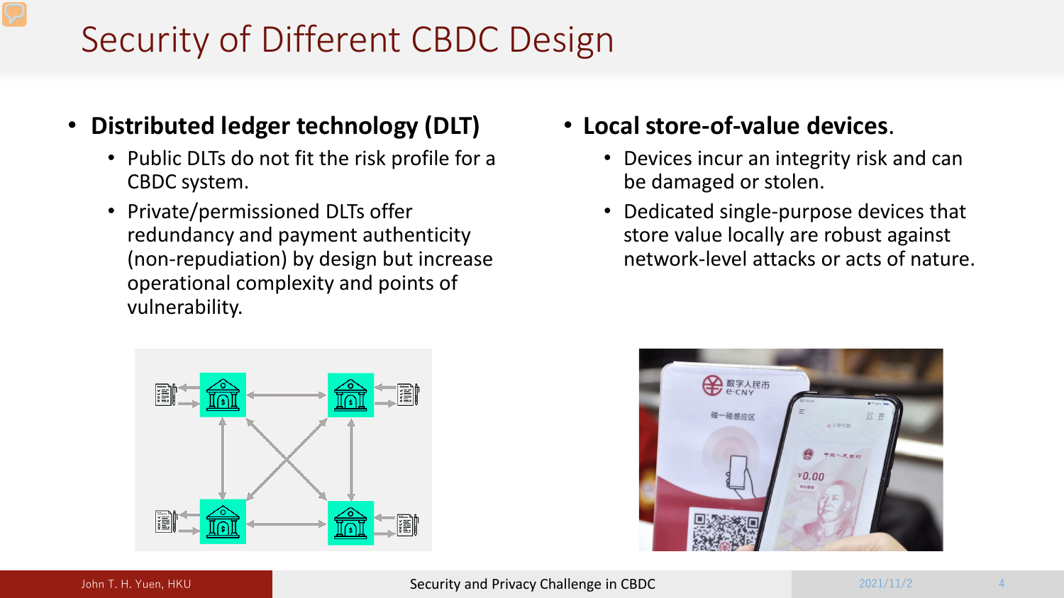# Security of Different CBDC Design

- **Distributed ledger technology (DLT)**
  - Public DLTs do not fit the risk profile for a CBDC system.
  - Private/permissioned DLTs offer redundancy and payment authenticity (non-repudiation) by design but increase operational complexity and points of vulnerability.

- **Local store-of-value devices**.
  - Devices incur an integrity risk and can be damaged or stolen.
  - Dedicated single-purpose devices that store value locally are robust against network-level attacks or acts of nature.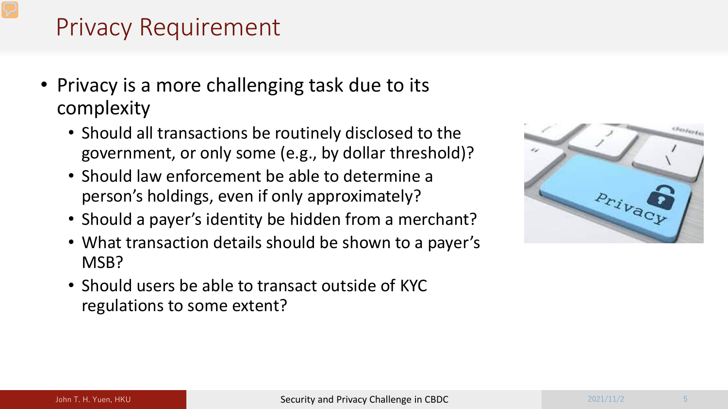# Privacy Requirement

- Privacy is a more challenging task due to its complexity
  - Should all transactions be routinely disclosed to the government, or only some (e.g., by dollar threshold)?
  - Should law enforcement be able to determine a person's holdings, even if only approximately?
  - Should a payer's identity be hidden from a merchant?
  - What transaction details should be shown to a payer's MSB?
  - Should users be able to transact outside of KYC regulations to some extent?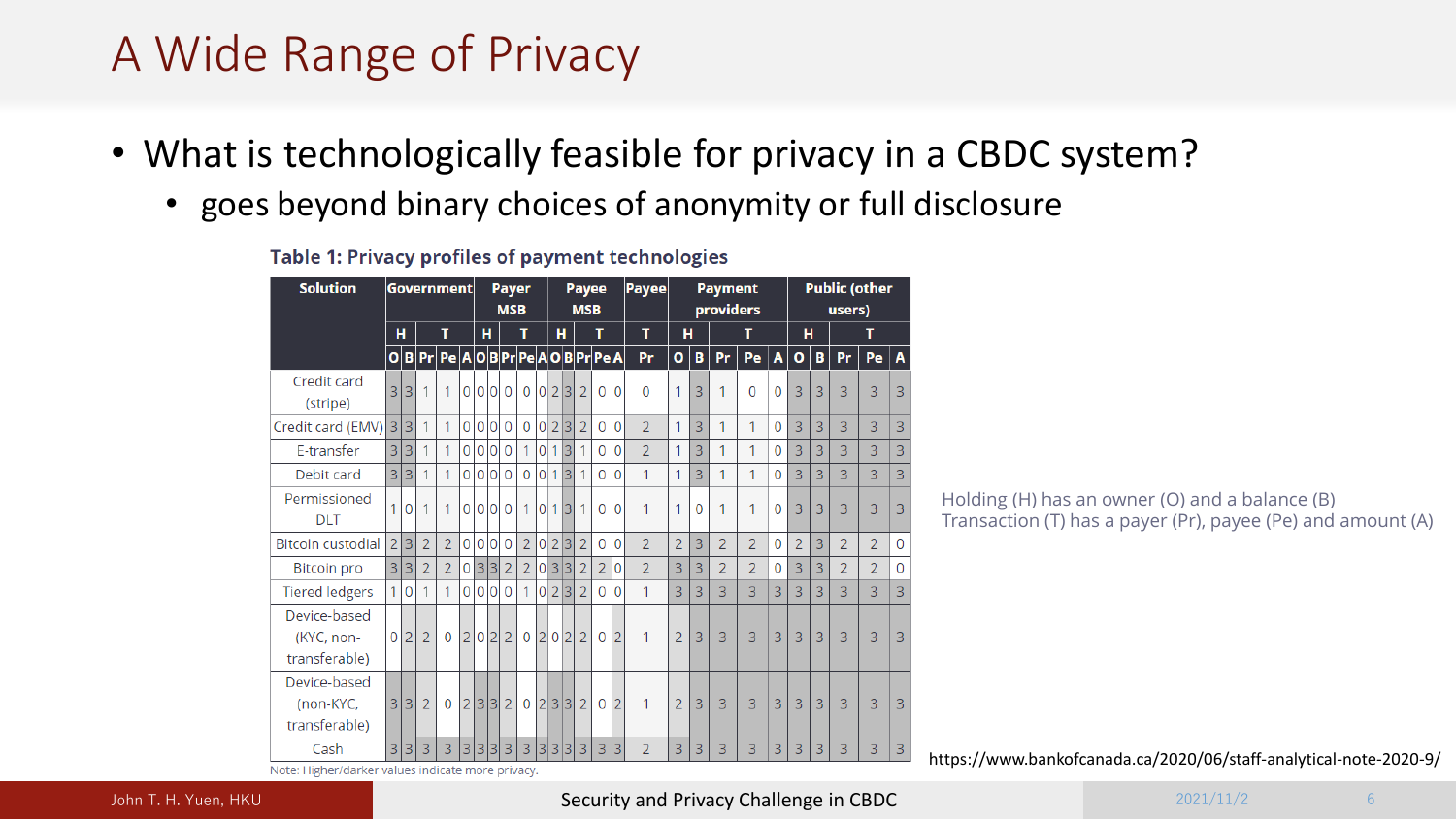# A Wide Range of Privacy

- What is technologically feasible for privacy in a CBDC system?
  - goes beyond binary choices of anonymity or full disclosure

**Table 1: Privacy profiles of payment technologies**

| Solution | Government | | | | | Payer MSB | | | | | Payee MSB | | | | | Payee | Payment providers | | | | | Public (other users) | | | | |
|---|---|---|---|---|---|---|---|---|---|---|---|---|---|---|---|---|---|---|---|---|---|---|---|---|---|---|
| | H | | T | | | H | | T | | | H | | T | | | T | H | | T | | | H | | T | | |
| | O | B | Pr | Pe | A | O | B | Pr | Pe | A | O | B | Pr | Pe | A | Pr | O | B | Pr | Pe | A | O | B | Pr | Pe | A |
| Credit card (stripe) | 3 | 3 | 1 | 1 | 0 | 0 | 0 | 0 | 0 | 0 | 2 | 3 | 2 | 0 | 0 | 0 | 1 | 3 | 1 | 0 | 0 | 3 | 3 | 3 | 3 | 3 |
| Credit card (EMV) | 3 | 3 | 1 | 1 | 0 | 0 | 0 | 0 | 0 | 0 | 2 | 3 | 2 | 0 | 0 | 2 | 1 | 3 | 1 | 1 | 0 | 3 | 3 | 3 | 3 | 3 |
| E-transfer | 3 | 3 | 1 | 1 | 0 | 0 | 0 | 0 | 1 | 0 | 1 | 3 | 1 | 0 | 0 | 2 | 1 | 3 | 1 | 1 | 0 | 3 | 3 | 3 | 3 | 3 |
| Debit card | 3 | 3 | 1 | 1 | 0 | 0 | 0 | 0 | 0 | 0 | 1 | 3 | 1 | 0 | 0 | 1 | 1 | 3 | 1 | 1 | 0 | 3 | 3 | 3 | 3 | 3 |
| Permissioned DLT | 1 | 0 | 1 | 1 | 0 | 0 | 0 | 0 | 1 | 0 | 1 | 3 | 1 | 0 | 0 | 1 | 1 | 0 | 1 | 1 | 0 | 3 | 3 | 3 | 3 | 3 |
| Bitcoin custodial | 2 | 3 | 2 | 2 | 0 | 0 | 0 | 0 | 2 | 0 | 2 | 3 | 2 | 0 | 0 | 2 | 2 | 3 | 2 | 2 | 0 | 2 | 3 | 2 | 2 | 0 |
| Bitcoin pro | 3 | 3 | 2 | 2 | 0 | 3 | 3 | 2 | 2 | 0 | 3 | 3 | 2 | 2 | 0 | 2 | 3 | 3 | 2 | 2 | 0 | 3 | 3 | 2 | 2 | 0 |
| Tiered ledgers | 1 | 0 | 1 | 1 | 0 | 0 | 0 | 0 | 1 | 0 | 2 | 3 | 2 | 0 | 0 | 1 | 3 | 3 | 3 | 3 | 3 | 3 | 3 | 3 | 3 | 3 |
| Device-based (KYC, non-transferable) | 0 | 2 | 2 | 0 | 2 | 0 | 2 | 2 | 0 | 2 | 0 | 2 | 2 | 0 | 2 | 1 | 2 | 3 | 3 | 3 | 3 | 3 | 3 | 3 | 3 | 3 |
| Device-based (non-KYC, transferable) | 3 | 3 | 2 | 0 | 2 | 3 | 3 | 2 | 0 | 2 | 3 | 3 | 2 | 0 | 2 | 1 | 2 | 3 | 3 | 3 | 3 | 3 | 3 | 3 | 3 | 3 |
| Cash | 3 | 3 | 3 | 3 | 3 | 3 | 3 | 3 | 3 | 3 | 3 | 3 | 3 | 3 | 3 | 2 | 3 | 3 | 3 | 3 | 3 | 3 | 3 | 3 | 3 | 3 |

Note: Higher/darker values indicate more privacy.

Holding (H) has an owner (O) and a balance (B)
Transaction (T) has a payer (Pr), payee (Pe) and amount (A)

https://www.bankofcanada.ca/2020/06/staff-analytical-note-2020-9/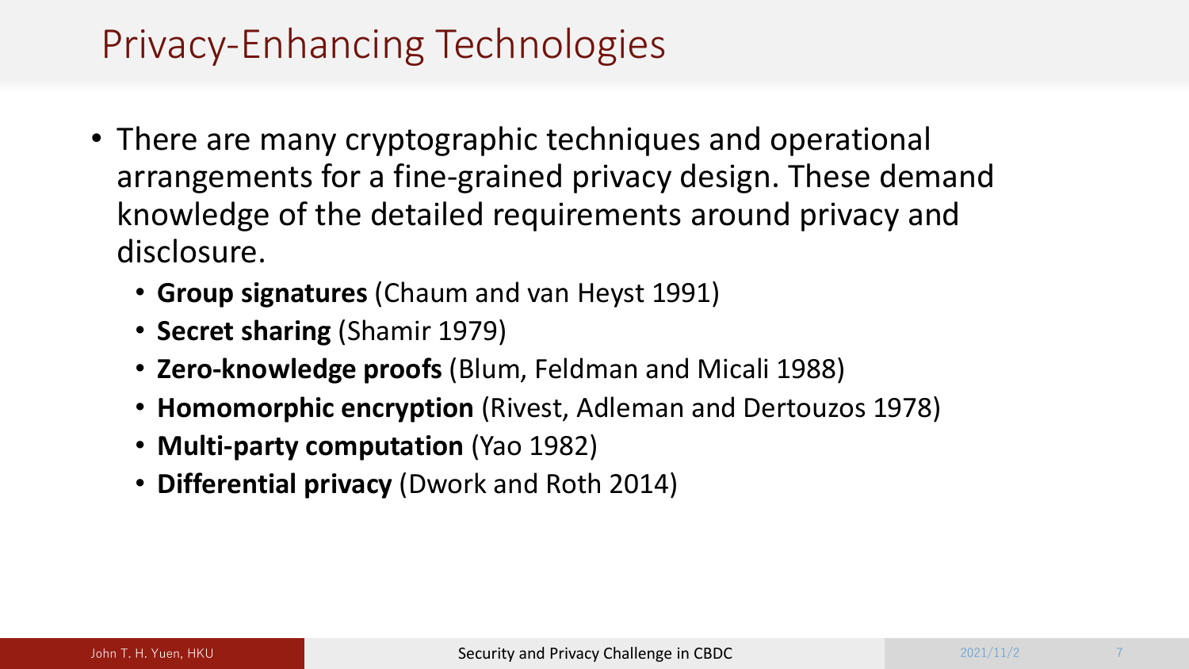# Privacy-Enhancing Technologies

- There are many cryptographic techniques and operational arrangements for a fine-grained privacy design. These demand knowledge of the detailed requirements around privacy and disclosure.
  - **Group signatures** (Chaum and van Heyst 1991)
  - **Secret sharing** (Shamir 1979)
  - **Zero-knowledge proofs** (Blum, Feldman and Micali 1988)
  - **Homomorphic encryption** (Rivest, Adleman and Dertouzos 1978)
  - **Multi-party computation** (Yao 1982)
  - **Differential privacy** (Dwork and Roth 2014)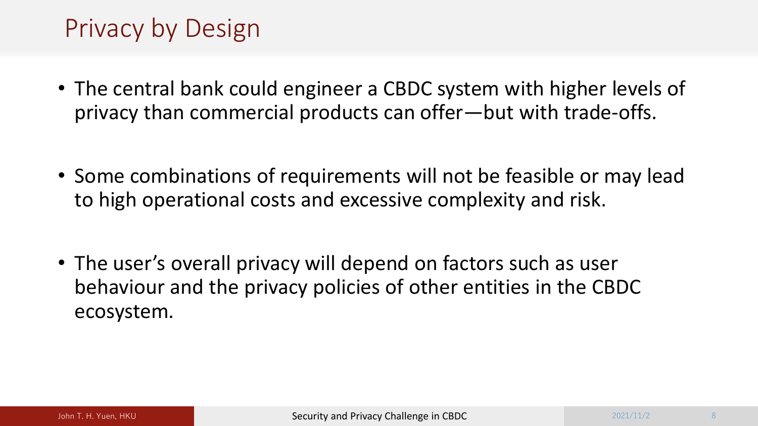# Privacy by Design

- The central bank could engineer a CBDC system with higher levels of privacy than commercial products can offer—but with trade-offs.
- Some combinations of requirements will not be feasible or may lead to high operational costs and excessive complexity and risk.
- The user's overall privacy will depend on factors such as user behaviour and the privacy policies of other entities in the CBDC ecosystem.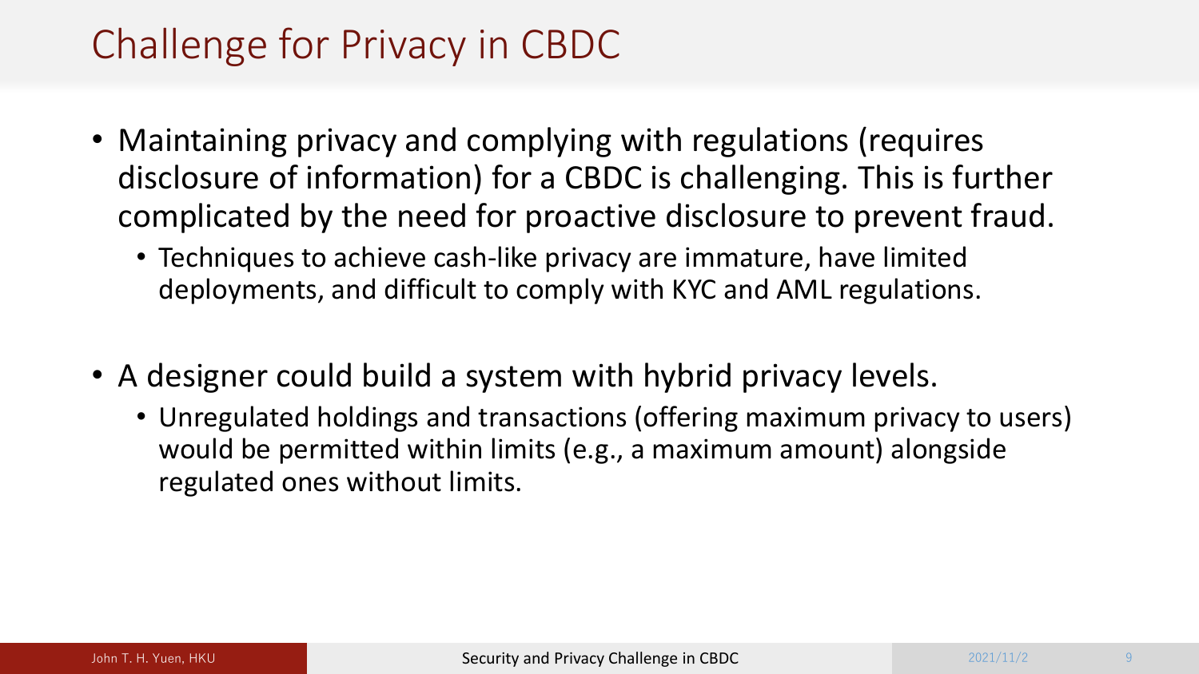# Challenge for Privacy in CBDC

- Maintaining privacy and complying with regulations (requires disclosure of information) for a CBDC is challenging. This is further complicated by the need for proactive disclosure to prevent fraud.
  - Techniques to achieve cash-like privacy are immature, have limited deployments, and difficult to comply with KYC and AML regulations.

- A designer could build a system with hybrid privacy levels.
  - Unregulated holdings and transactions (offering maximum privacy to users) would be permitted within limits (e.g., a maximum amount) alongside regulated ones without limits.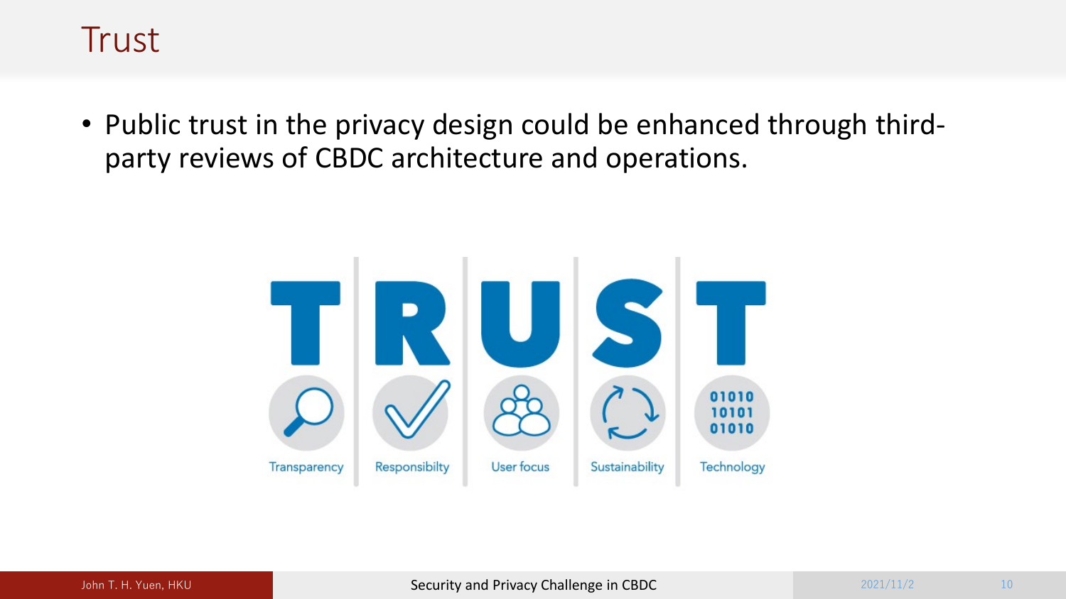# Trust

- Public trust in the privacy design could be enhanced through third-party reviews of CBDC architecture and operations.

TRUST

Transparency | Responsibilty | User focus | Sustainability | Technology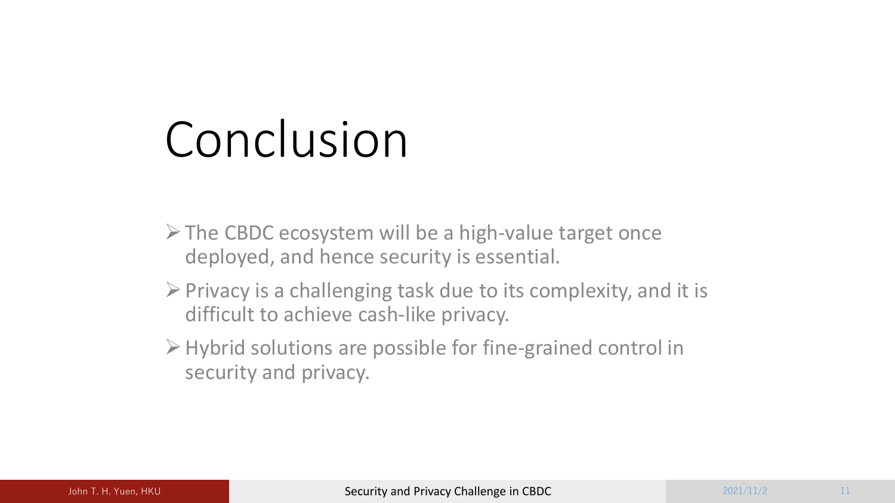# Conclusion

- The CBDC ecosystem will be a high-value target once deployed, and hence security is essential.
- Privacy is a challenging task due to its complexity, and it is difficult to achieve cash-like privacy.
- Hybrid solutions are possible for fine-grained control in security and privacy.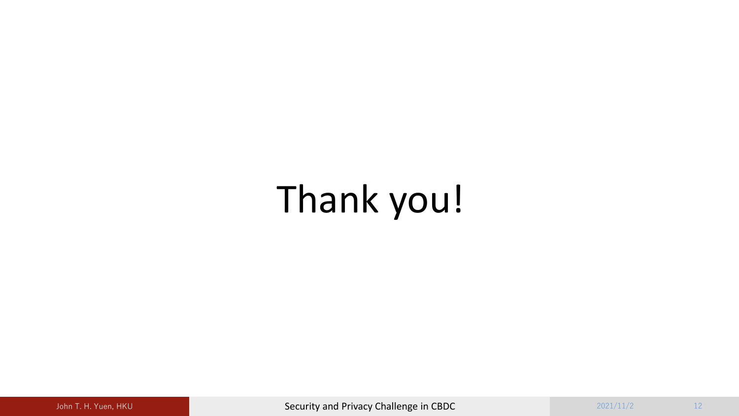# Thank you!